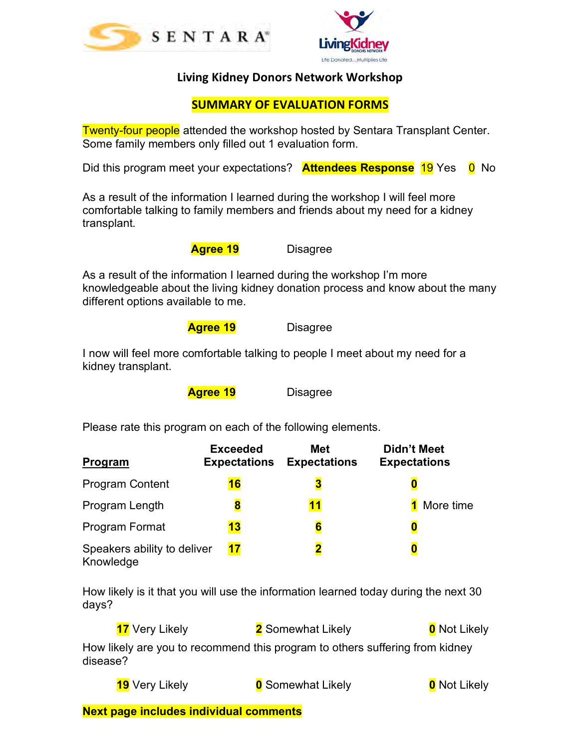SENTARA

LivingKidney DONORS NETWORK

Life Donated...Multiplies Life

# Living Kidney Donors Network Workshop

## SUMMARY OF EVALUATION FORMS

Twenty-four people attended the workshop hosted by Sentara Transplant Center. Some family members only filled out 1 evaluation form.

Did this program meet your expectations? **Attendees Response** 19 Yes 0 No

As a result of the information I learned during the workshop I will feel more comfortable talking to family members and friends about my need for a kidney transplant.

**Agree 19** Disagree

As a result of the information I learned during the workshop I'm more knowledgeable about the living kidney donation process and know about the many different options available to me.

**Agree 19** Disagree

I now will feel more comfortable talking to people I meet about my need for a kidney transplant.

**Agree 19** Disagree

Please rate this program on each of the following elements.

| **Program** | **Exceeded Expectations** | **Met Expectations** | **Didn't Meet Expectations** |
|---|---|---|---|
| Program Content | **16** | **3** | **0** |
| Program Length | **8** | **11** | **1** More time |
| Program Format | **13** | **6** | **0** |
| Speakers ability to deliver Knowledge | **17** | **2** | **0** |

How likely is it that you will use the information learned today during the next 30 days?

**17** Very Likely **2** Somewhat Likely **0** Not Likely

How likely are you to recommend this program to others suffering from kidney disease?

**19** Very Likely **0** Somewhat Likely **0** Not Likely

**Next page includes individual comments**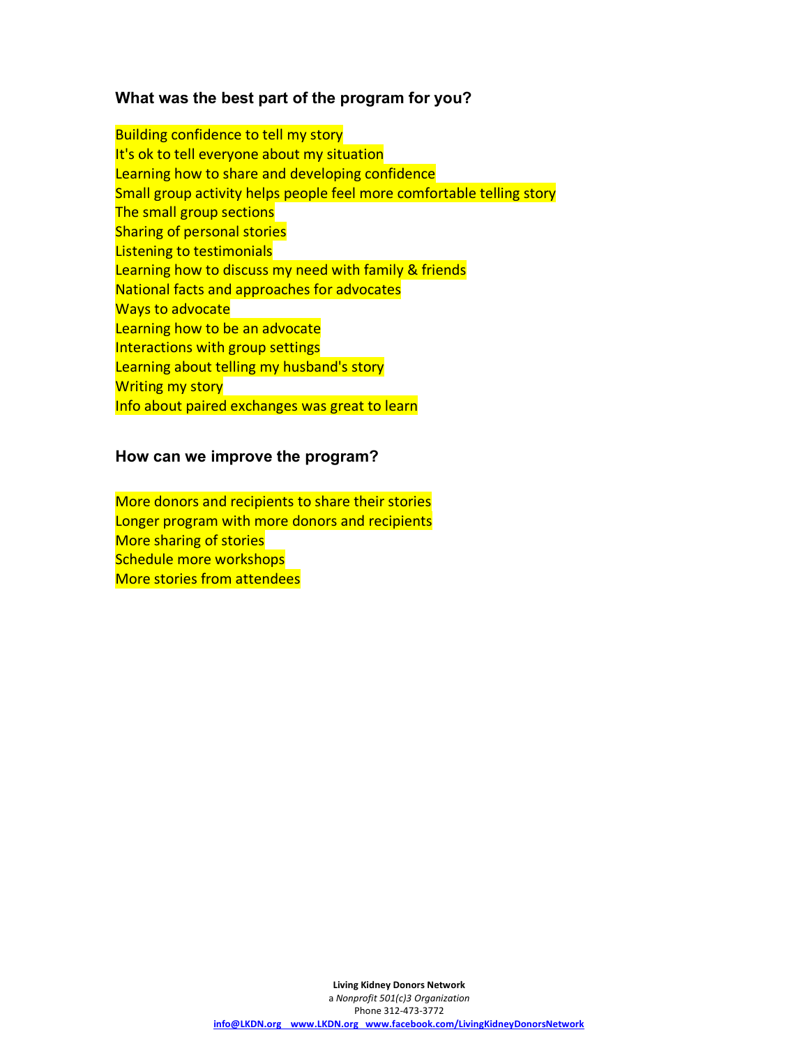### What was the best part of the program for you?

Building confidence to tell my story
It's ok to tell everyone about my situation
Learning how to share and developing confidence
Small group activity helps people feel more comfortable telling story
The small group sections
Sharing of personal stories
Listening to testimonials
Learning how to discuss my need with family & friends
National facts and approaches for advocates
Ways to advocate
Learning how to be an advocate
Interactions with group settings
Learning about telling my husband's story
Writing my story
Info about paired exchanges was great to learn

### How can we improve the program?

More donors and recipients to share their stories
Longer program with more donors and recipients
More sharing of stories
Schedule more workshops
More stories from attendees

**Living Kidney Donors Network**
a *Nonprofit 501(c)3 Organization*
Phone 312-473-3772
info@LKDN.org www.LKDN.org www.facebook.com/LivingKidneyDonorsNetwork